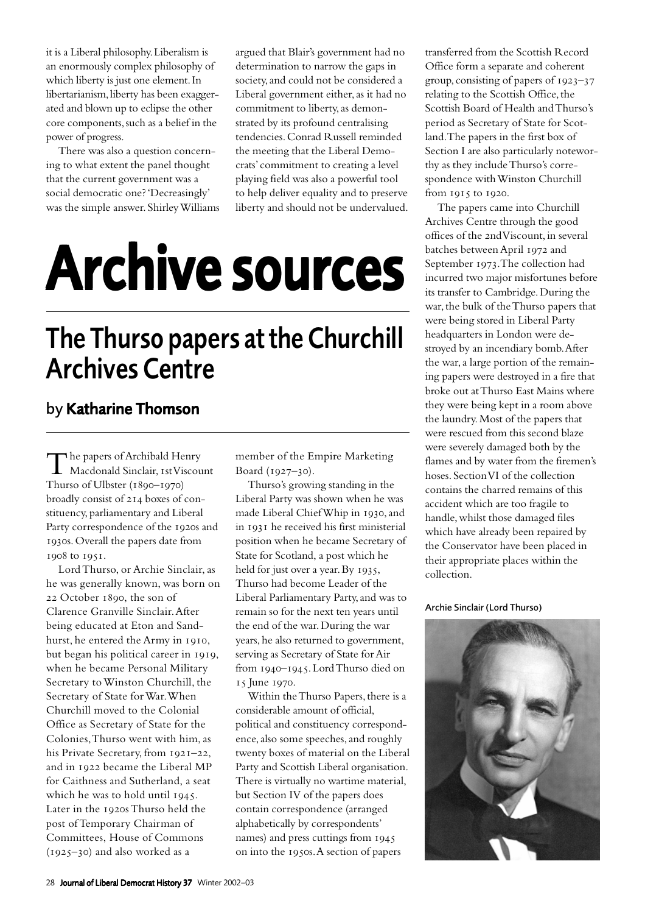it is a Liberal philosophy. Liberalism is an enormously complex philosophy of which liberty is just one element. In libertarianism, liberty has been exaggerated and blown up to eclipse the other core components, such as a belief in the power of progress.

There was also a question concerning to what extent the panel thought that the current government was a social democratic one? 'Decreasingly' was the simple answer. Shirley Williams argued that Blair's government had no determination to narrow the gaps in society, and could not be considered a Liberal government either, as it had no commitment to liberty, as demonstrated by its profound centralising tendencies. Conrad Russell reminded the meeting that the Liberal Democrats' commitment to creating a level playing field was also a powerful tool to help deliver equality and to preserve liberty and should not be undervalued.

# Archive sources

## The Thurso papers at the Churchill Archives Centre

### by **Katharine Thomson**

The papers of Archibald Henry Macdonald Sinclair, 1st Viscount Thurso of Ulbster (1890–1970) broadly consist of 214 boxes of constituency, parliamentary and Liberal Party correspondence of the 1920s and 1930s. Overall the papers date from 1908 to 1951.

Lord Thurso, or Archie Sinclair, as he was generally known, was born on 22 October 1890, the son of Clarence Granville Sinclair. After being educated at Eton and Sandhurst, he entered the Army in 1910, but began his political career in 1919, when he became Personal Military Secretary to Winston Churchill, the Secretary of State for War. When Churchill moved to the Colonial Office as Secretary of State for the Colonies, Thurso went with him, as his Private Secretary, from 1921–22, and in 1922 became the Liberal MP for Caithness and Sutherland, a seat which he was to hold until 1945. Later in the 1920s Thurso held the post of Temporary Chairman of Committees, House of Commons (1925–30) and also worked as a member of the Empire Marketing Board (1927–30).

Thurso's growing standing in the Liberal Party was shown when he was made Liberal Chief Whip in 1930, and in 1931 he received his first ministerial position when he became Secretary of State for Scotland, a post which he held for just over a year. By 1935, Thurso had become Leader of the Liberal Parliamentary Party, and was to remain so for the next ten years until the end of the war. During the war years, he also returned to government, serving as Secretary of State for Air from 1940–1945. Lord Thurso died on 15 June 1970.

Within the Thurso Papers, there is a considerable amount of official, political and constituency correspondence, also some speeches, and roughly twenty boxes of material on the Liberal Party and Scottish Liberal organisation. There is virtually no wartime material, but Section IV of the papers does contain correspondence (arranged alphabetically by correspondents' names) and press cuttings from 1945 on into the 1950s. A section of papers transferred from the Scottish Record Office form a separate and coherent group, consisting of papers of 1923–37 relating to the Scottish Office, the Scottish Board of Health and Thurso's period as Secretary of State for Scotland. The papers in the first box of Section I are also particularly noteworthy as they include Thurso's correspondence with Winston Churchill from 1915 to 1920.

The papers came into Churchill Archives Centre through the good offices of the 2nd Viscount, in several batches between April 1972 and September 1973. The collection had incurred two major misfortunes before its transfer to Cambridge. During the war, the bulk of the Thurso papers that were being stored in Liberal Party headquarters in London were destroyed by an incendiary bomb. After the war, a large portion of the remaining papers were destroyed in a fire that broke out at Thurso East Mains where they were being kept in a room above the laundry. Most of the papers that were rescued from this second blaze were severely damaged both by the flames and by water from the firemen's hoses. Section VI of the collection contains the charred remains of this accident which are too fragile to handle, whilst those damaged files which have already been repaired by the Conservator have been placed in their appropriate places within the collection.

Archie Sinclair (Lord Thurso)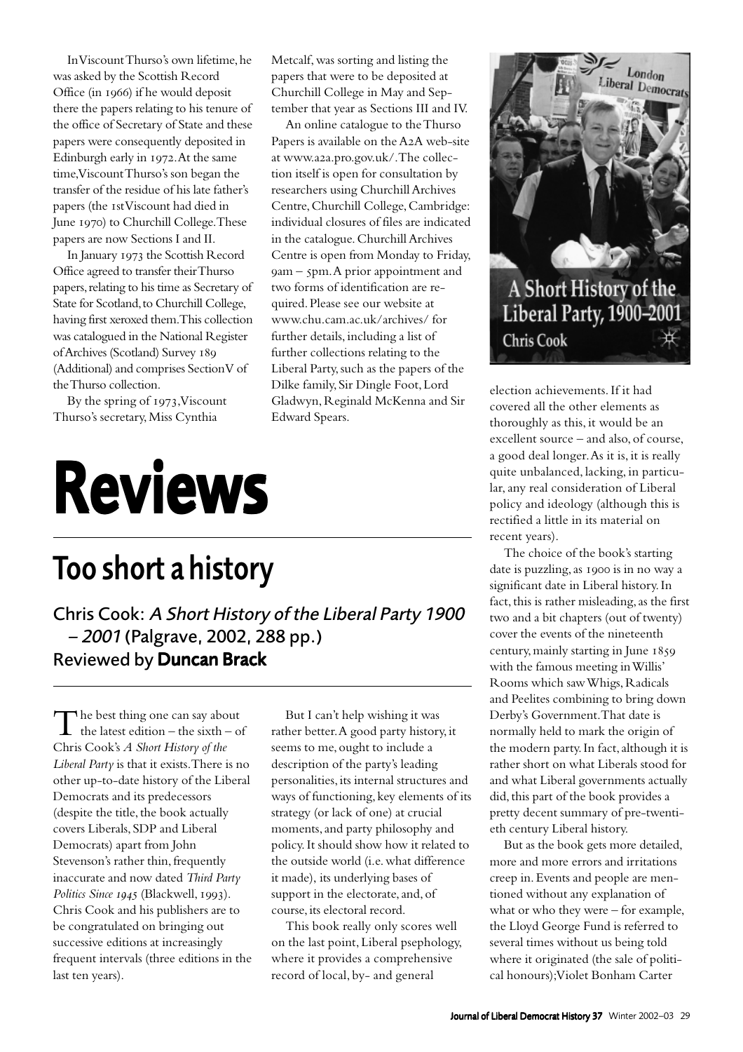In Viscount Thurso's own lifetime, he was asked by the Scottish Record Office (in 1966) if he would deposit there the papers relating to his tenure of the office of Secretary of State and these papers were consequently deposited in Edinburgh early in 1972. At the same time, Viscount Thurso's son began the transfer of the residue of his late father's papers (the 1st Viscount had died in June 1970) to Churchill College. These papers are now Sections I and II.

In January 1973 the Scottish Record Office agreed to transfer their Thurso papers, relating to his time as Secretary of State for Scotland, to Churchill College, having first xeroxed them. This collection was catalogued in the National Register of Archives (Scotland) Survey 189 (Additional) and comprises Section V of the Thurso collection.

By the spring of 1973, Viscount Thurso's secretary, Miss Cynthia Metcalf, was sorting and listing the papers that were to be deposited at Churchill College in May and September that year as Sections III and IV.

An online catalogue to the Thurso Papers is available on the A2A web-site at www.a2a.pro.gov.uk/. The collection itself is open for consultation by researchers using Churchill Archives Centre, Churchill College, Cambridge: individual closures of files are indicated in the catalogue. Churchill Archives Centre is open from Monday to Friday, 9am – 5pm. A prior appointment and two forms of identification are required. Please see our website at www.chu.cam.ac.uk/archives/ for further details, including a list of further collections relating to the Liberal Party, such as the papers of the Dilke family, Sir Dingle Foot, Lord Gladwyn, Reginald McKenna and Sir Edward Spears.

# Reviews

## Too short a history

### Chris Cook: *A Short History of the Liberal Party 1900 – 2001* (Palgrave, 2002, 288 pp.)
### Reviewed by **Duncan Brack**

The best thing one can say about the latest edition – the sixth – of Chris Cook's *A Short History of the Liberal Party* is that it exists. There is no other up-to-date history of the Liberal Democrats and its predecessors (despite the title, the book actually covers Liberals, SDP and Liberal Democrats) apart from John Stevenson's rather thin, frequently inaccurate and now dated *Third Party Politics Since 1945* (Blackwell, 1993). Chris Cook and his publishers are to be congratulated on bringing out successive editions at increasingly frequent intervals (three editions in the last ten years).

But I can't help wishing it was rather better. A good party history, it seems to me, ought to include a description of the party's leading personalities, its internal structures and ways of functioning, key elements of its strategy (or lack of one) at crucial moments, and party philosophy and policy. It should show how it related to the outside world (i.e. what difference it made), its underlying bases of support in the electorate, and, of course, its electoral record.

This book really only scores well on the last point, Liberal psephology, where it provides a comprehensive record of local, by- and general election achievements. If it had covered all the other elements as thoroughly as this, it would be an excellent source – and also, of course, a good deal longer. As it is, it is really quite unbalanced, lacking, in particular, any real consideration of Liberal policy and ideology (although this is rectified a little in its material on recent years).

The choice of the book's starting date is puzzling, as 1900 is in no way a significant date in Liberal history. In fact, this is rather misleading, as the first two and a bit chapters (out of twenty) cover the events of the nineteenth century, mainly starting in June 1859 with the famous meeting in Willis' Rooms which saw Whigs, Radicals and Peelites combining to bring down Derby's Government. That date is normally held to mark the origin of the modern party. In fact, although it is rather short on what Liberals stood for and what Liberal governments actually did, this part of the book provides a pretty decent summary of pre-twentieth century Liberal history.

But as the book gets more detailed, more and more errors and irritations creep in. Events and people are mentioned without any explanation of what or who they were – for example, the Lloyd George Fund is referred to several times without us being told where it originated (the sale of political honours); Violet Bonham Carter